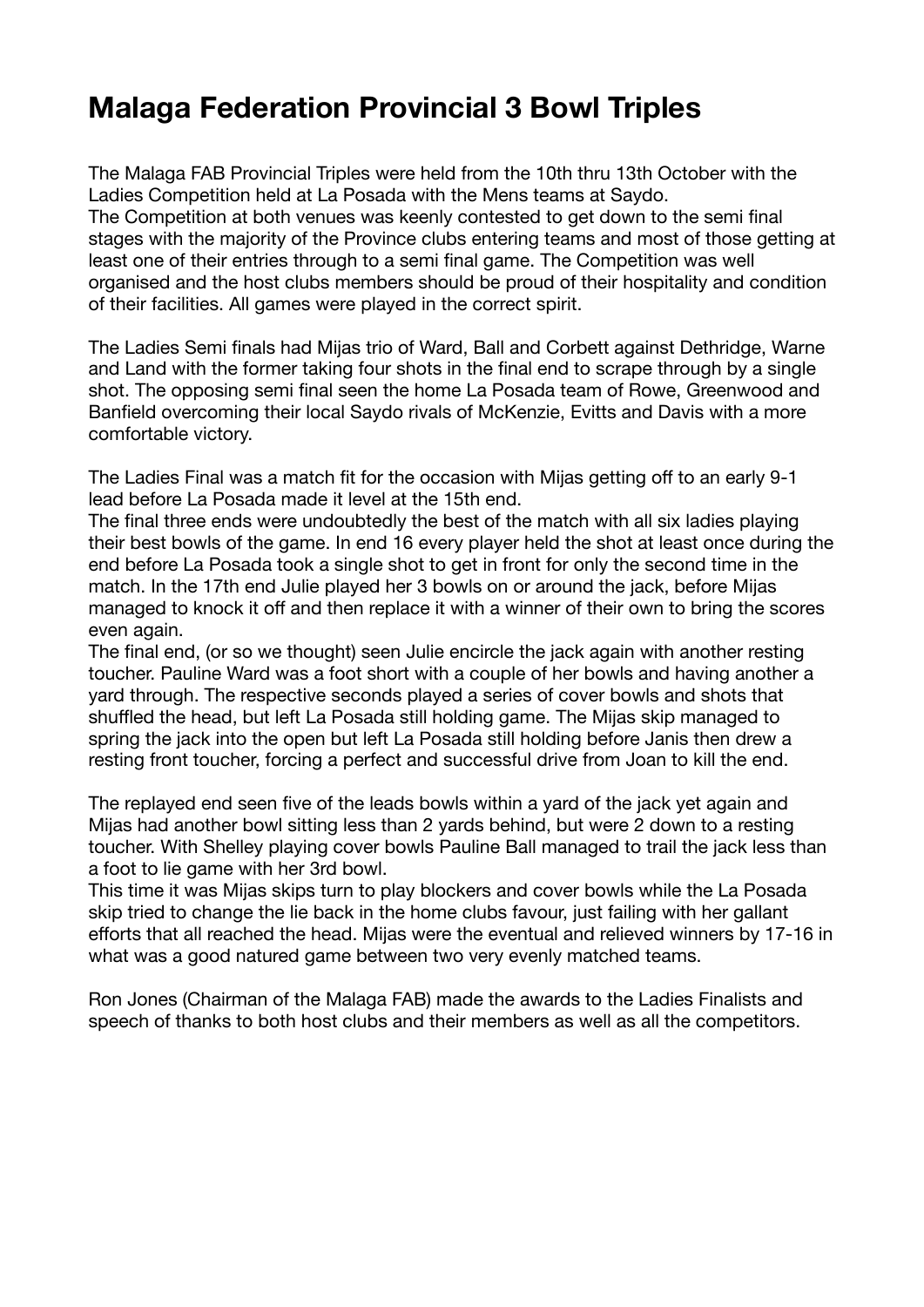# Malaga Federation Provincial 3 Bowl Triples

The Malaga FAB Provincial Triples were held from the 10th thru 13th October with the Ladies Competition held at La Posada with the Mens teams at Saydo.
The Competition at both venues was keenly contested to get down to the semi final stages with the majority of the Province clubs entering teams and most of those getting at least one of their entries through to a semi final game. The Competition was well organised and the host clubs members should be proud of their hospitality and condition of their facilities. All games were played in the correct spirit.

The Ladies Semi finals had Mijas trio of Ward, Ball and Corbett against Dethridge, Warne and Land with the former taking four shots in the final end to scrape through by a single shot. The opposing semi final seen the home La Posada team of Rowe, Greenwood and Banfield overcoming their local Saydo rivals of McKenzie, Evitts and Davis with a more comfortable victory.

The Ladies Final was a match fit for the occasion with Mijas getting off to an early 9-1 lead before La Posada made it level at the 15th end.
The final three ends were undoubtedly the best of the match with all six ladies playing their best bowls of the game. In end 16 every player held the shot at least once during the end before La Posada took a single shot to get in front for only the second time in the match. In the 17th end Julie played her 3 bowls on or around the jack, before Mijas managed to knock it off and then replace it with a winner of their own to bring the scores even again.
The final end, (or so we thought) seen Julie encircle the jack again with another resting toucher. Pauline Ward was a foot short with a couple of her bowls and having another a yard through. The respective seconds played a series of cover bowls and shots that shuffled the head, but left La Posada still holding game. The Mijas skip managed to spring the jack into the open but left La Posada still holding before Janis then drew a resting front toucher, forcing a perfect and successful drive from Joan to kill the end.

The replayed end seen five of the leads bowls within a yard of the jack yet again and Mijas had another bowl sitting less than 2 yards behind, but were 2 down to a resting toucher. With Shelley playing cover bowls Pauline Ball managed to trail the jack less than a foot to lie game with her 3rd bowl.
This time it was Mijas skips turn to play blockers and cover bowls while the La Posada skip tried to change the lie back in the home clubs favour, just failing with her gallant efforts that all reached the head. Mijas were the eventual and relieved winners by 17-16 in what was a good natured game between two very evenly matched teams.

Ron Jones (Chairman of the Malaga FAB) made the awards to the Ladies Finalists and speech of thanks to both host clubs and their members as well as all the competitors.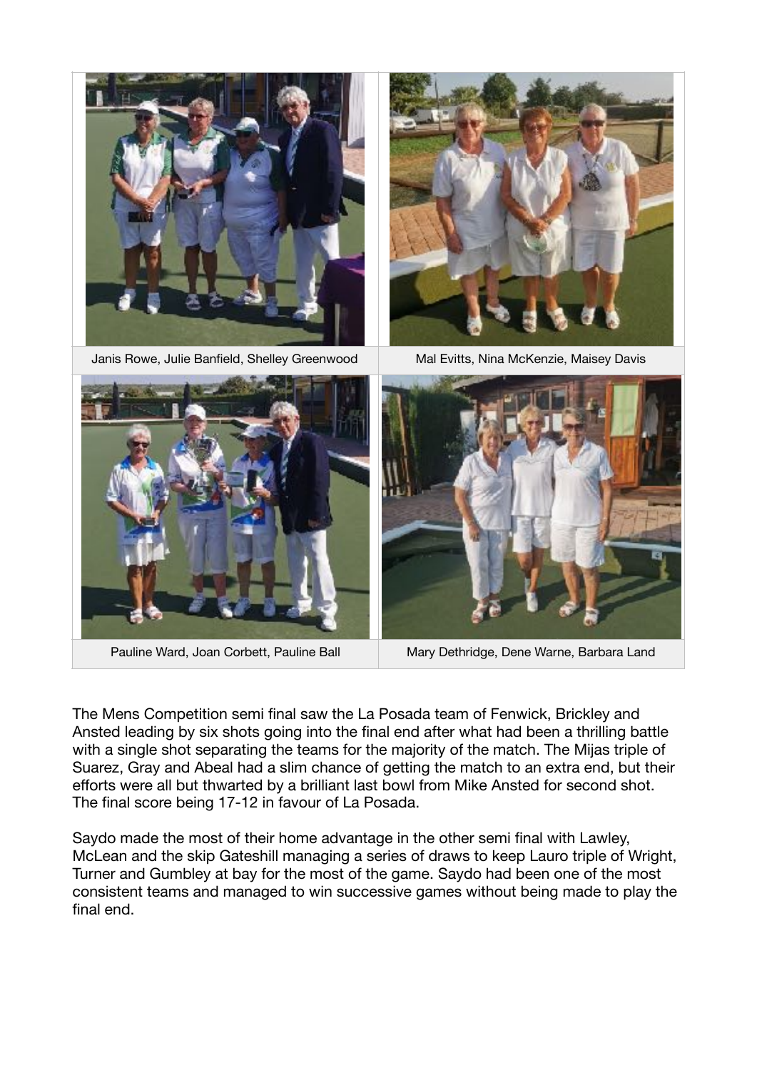| Janis Rowe, Julie Banfield, Shelley Greenwood | Mal Evitts, Nina McKenzie, Maisey Davis |
| --- | --- |
| Pauline Ward, Joan Corbett, Pauline Ball | Mary Dethridge, Dene Warne, Barbara Land |

The Mens Competition semi final saw the La Posada team of Fenwick, Brickley and Ansted leading by six shots going into the final end after what had been a thrilling battle with a single shot separating the teams for the majority of the match. The Mijas triple of Suarez, Gray and Abeal had a slim chance of getting the match to an extra end, but their efforts were all but thwarted by a brilliant last bowl from Mike Ansted for second shot. The final score being 17-12 in favour of La Posada.

Saydo made the most of their home advantage in the other semi final with Lawley, McLean and the skip Gateshill managing a series of draws to keep Lauro triple of Wright, Turner and Gumbley at bay for the most of the game. Saydo had been one of the most consistent teams and managed to win successive games without being made to play the final end.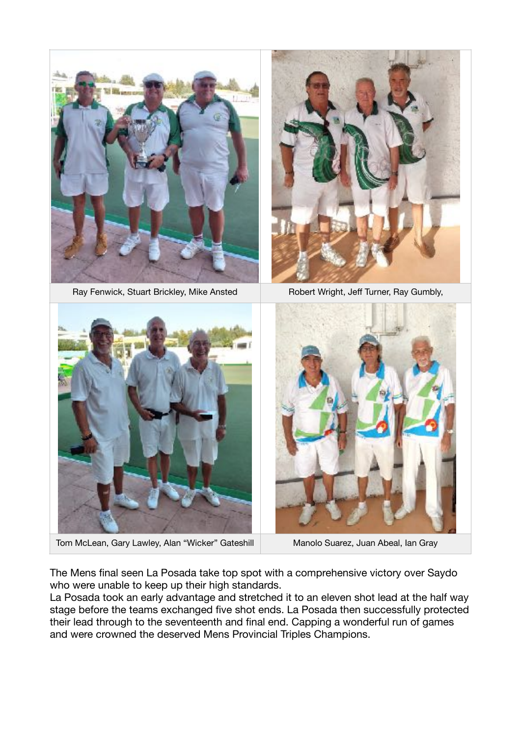Ray Fenwick, Stuart Brickley, Mike Ansted

Robert Wright, Jeff Turner, Ray Gumbly,

Tom McLean, Gary Lawley, Alan “Wicker” Gateshill

Manolo Suarez, Juan Abeal, Ian Gray

The Mens final seen La Posada take top spot with a comprehensive victory over Saydo who were unable to keep up their high standards.
La Posada took an early advantage and stretched it to an eleven shot lead at the half way stage before the teams exchanged five shot ends. La Posada then successfully protected their lead through to the seventeenth and final end. Capping a wonderful run of games and were crowned the deserved Mens Provincial Triples Champions.